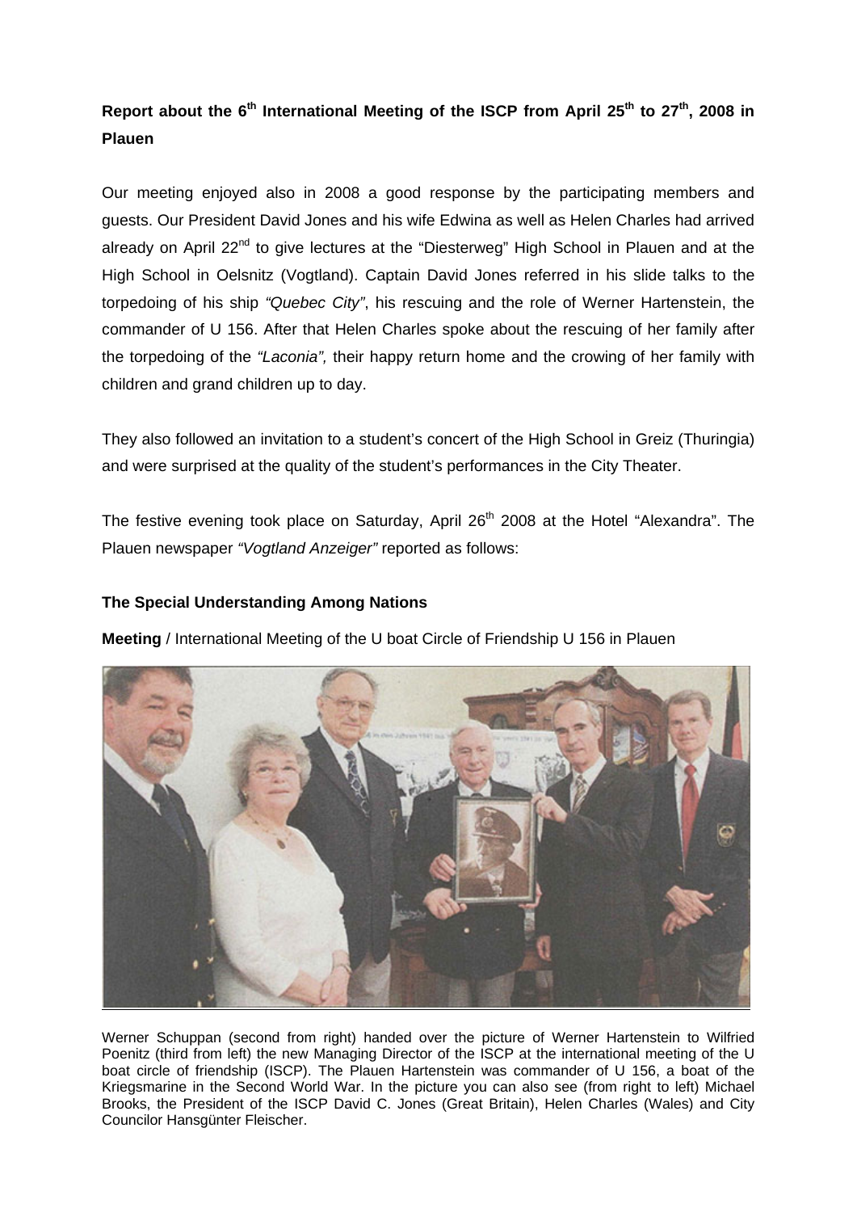**Report about the 6th International Meeting of the ISCP from April 25th to 27th, 2008 in Plauen**

Our meeting enjoyed also in 2008 a good response by the participating members and guests. Our President David Jones and his wife Edwina as well as Helen Charles had arrived already on April 22nd to give lectures at the "Diesterweg" High School in Plauen and at the High School in Oelsnitz (Vogtland). Captain David Jones referred in his slide talks to the torpedoing of his ship *"Quebec City"*, his rescuing and the role of Werner Hartenstein, the commander of U 156. After that Helen Charles spoke about the rescuing of her family after the torpedoing of the *"Laconia",* their happy return home and the crowing of her family with children and grand children up to day.

They also followed an invitation to a student's concert of the High School in Greiz (Thuringia) and were surprised at the quality of the student's performances in the City Theater.

The festive evening took place on Saturday, April 26th 2008 at the Hotel "Alexandra". The Plauen newspaper *"Vogtland Anzeiger"* reported as follows:

**The Special Understanding Among Nations**

**Meeting** / International Meeting of the U boat Circle of Friendship U 156 in Plauen

Werner Schuppan (second from right) handed over the picture of Werner Hartenstein to Wilfried Poenitz (third from left) the new Managing Director of the ISCP at the international meeting of the U boat circle of friendship (ISCP). The Plauen Hartenstein was commander of U 156, a boat of the Kriegsmarine in the Second World War. In the picture you can also see (from right to left) Michael Brooks, the President of the ISCP David C. Jones (Great Britain), Helen Charles (Wales) and City Councilor Hansgünter Fleischer.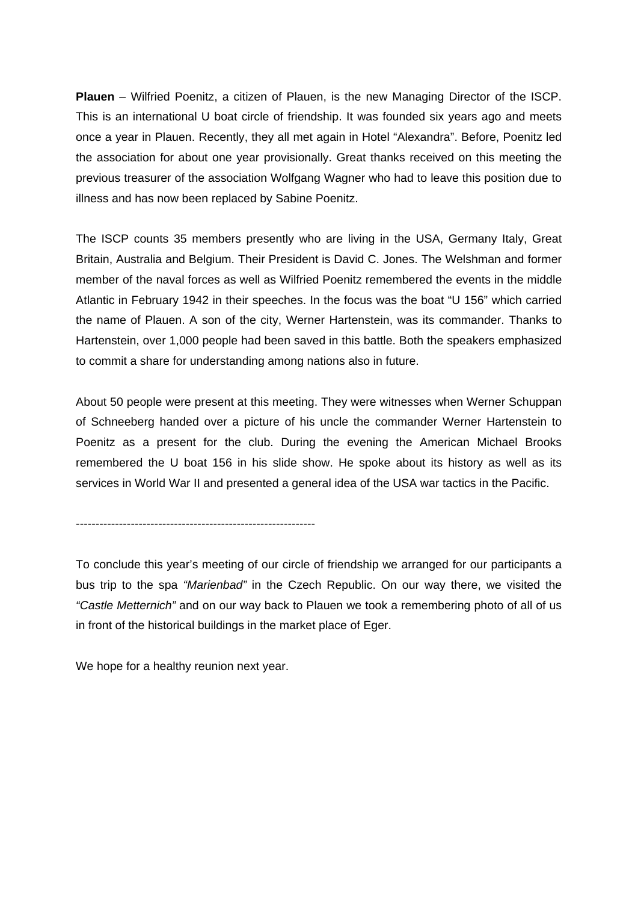**Plauen** – Wilfried Poenitz, a citizen of Plauen, is the new Managing Director of the ISCP. This is an international U boat circle of friendship. It was founded six years ago and meets once a year in Plauen. Recently, they all met again in Hotel "Alexandra". Before, Poenitz led the association for about one year provisionally. Great thanks received on this meeting the previous treasurer of the association Wolfgang Wagner who had to leave this position due to illness and has now been replaced by Sabine Poenitz.

The ISCP counts 35 members presently who are living in the USA, Germany Italy, Great Britain, Australia and Belgium. Their President is David C. Jones. The Welshman and former member of the naval forces as well as Wilfried Poenitz remembered the events in the middle Atlantic in February 1942 in their speeches. In the focus was the boat "U 156" which carried the name of Plauen. A son of the city, Werner Hartenstein, was its commander. Thanks to Hartenstein, over 1,000 people had been saved in this battle. Both the speakers emphasized to commit a share for understanding among nations also in future.

About 50 people were present at this meeting. They were witnesses when Werner Schuppan of Schneeberg handed over a picture of his uncle the commander Werner Hartenstein to Poenitz as a present for the club. During the evening the American Michael Brooks remembered the U boat 156 in his slide show. He spoke about its history as well as its services in World War II and presented a general idea of the USA war tactics in the Pacific.

------------------------------------------------------------

To conclude this year's meeting of our circle of friendship we arranged for our participants a bus trip to the spa *"Marienbad"* in the Czech Republic. On our way there, we visited the *"Castle Metternich"* and on our way back to Plauen we took a remembering photo of all of us in front of the historical buildings in the market place of Eger.

We hope for a healthy reunion next year.